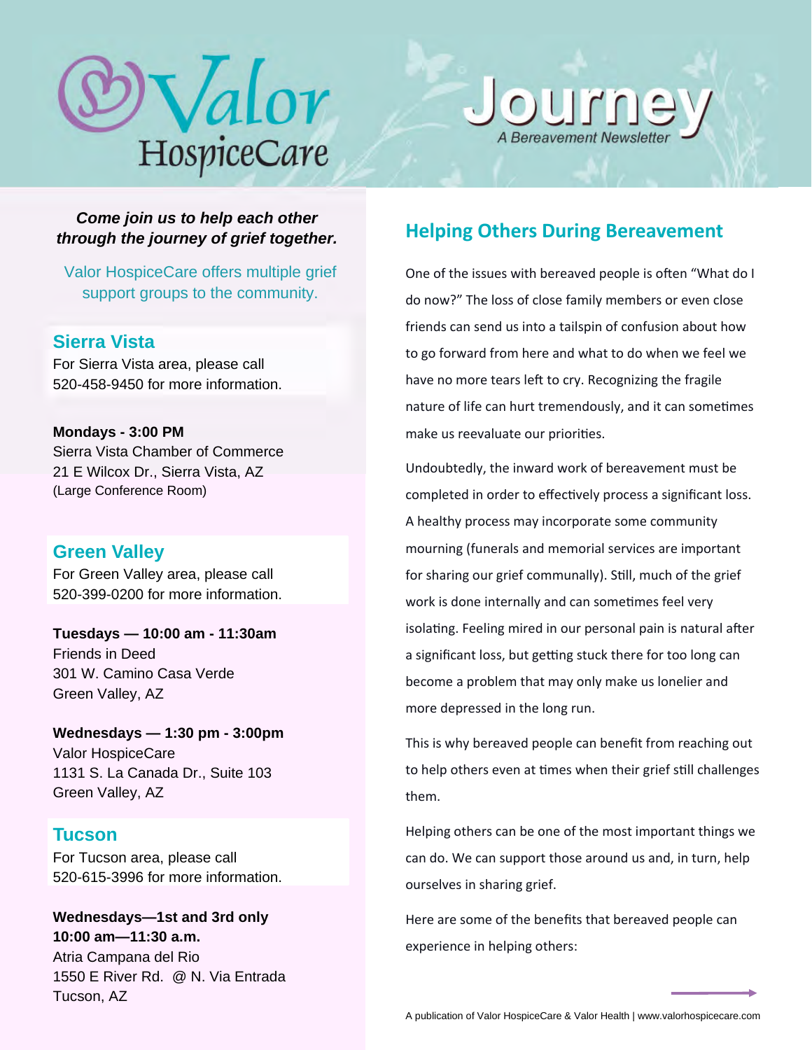# Valor HospiceCare

# Journey

*A Bereavement Newsletter*

***Come join us to help each other through the journey of grief together.***

Valor HospiceCare offers multiple grief support groups to the community.

### Sierra Vista

For Sierra Vista area, please call 520-458-9450 for more information.

**Mondays - 3:00 PM**
Sierra Vista Chamber of Commerce
21 E Wilcox Dr., Sierra Vista, AZ
(Large Conference Room)

### Green Valley

For Green Valley area, please call 520-399-0200 for more information.

**Tuesdays — 10:00 am - 11:30am**
Friends in Deed
301 W. Camino Casa Verde
Green Valley, AZ

**Wednesdays — 1:30 pm - 3:00pm**
Valor HospiceCare
1131 S. La Canada Dr., Suite 103
Green Valley, AZ

### Tucson

For Tucson area, please call 520-615-3996 for more information.

**Wednesdays—1st and 3rd only**
**10:00 am—11:30 a.m.**
Atria Campana del Rio
1550 E River Rd. @ N. Via Entrada
Tucson, AZ

## Helping Others During Bereavement

One of the issues with bereaved people is often "What do I do now?" The loss of close family members or even close friends can send us into a tailspin of confusion about how to go forward from here and what to do when we feel we have no more tears left to cry. Recognizing the fragile nature of life can hurt tremendously, and it can sometimes make us reevaluate our priorities.

Undoubtedly, the inward work of bereavement must be completed in order to effectively process a significant loss. A healthy process may incorporate some community mourning (funerals and memorial services are important for sharing our grief communally). Still, much of the grief work is done internally and can sometimes feel very isolating. Feeling mired in our personal pain is natural after a significant loss, but getting stuck there for too long can become a problem that may only make us lonelier and more depressed in the long run.

This is why bereaved people can benefit from reaching out to help others even at times when their grief still challenges them.

Helping others can be one of the most important things we can do. We can support those around us and, in turn, help ourselves in sharing grief.

Here are some of the benefits that bereaved people can experience in helping others:

A publication of Valor HospiceCare & Valor Health | www.valorhospicecare.com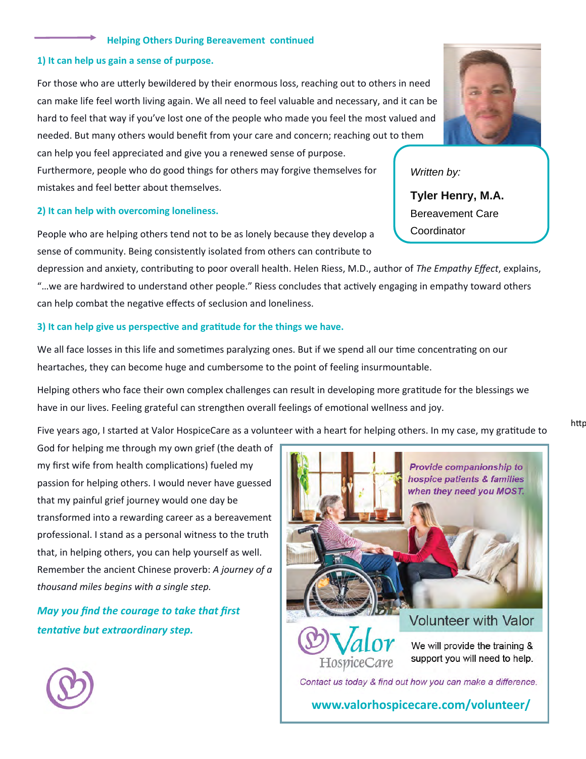**Helping Others During Bereavement continued**

### 1) It can help us gain a sense of purpose.

For those who are utterly bewildered by their enormous loss, reaching out to others in need can make life feel worth living again. We all need to feel valuable and necessary, and it can be hard to feel that way if you've lost one of the people who made you feel the most valued and needed. But many others would benefit from your care and concern; reaching out to them can help you feel appreciated and give you a renewed sense of purpose. Furthermore, people who do good things for others may forgive themselves for mistakes and feel better about themselves.

*Written by:*

**Tyler Henry, M.A.**
Bereavement Care Coordinator

### 2) It can help with overcoming loneliness.

People who are helping others tend not to be as lonely because they develop a sense of community. Being consistently isolated from others can contribute to depression and anxiety, contributing to poor overall health. Helen Riess, M.D., author of *The Empathy Effect*, explains, "…we are hardwired to understand other people." Riess concludes that actively engaging in empathy toward others can help combat the negative effects of seclusion and loneliness.

### 3) It can help give us perspective and gratitude for the things we have.

We all face losses in this life and sometimes paralyzing ones. But if we spend all our time concentrating on our heartaches, they can become huge and cumbersome to the point of feeling insurmountable.

Helping others who face their own complex challenges can result in developing more gratitude for the blessings we have in our lives. Feeling grateful can strengthen overall feelings of emotional wellness and joy.

Five years ago, I started at Valor HospiceCare as a volunteer with a heart for helping others. In my case, my gratitude to God for helping me through my own grief (the death of my first wife from health complications) fueled my passion for helping others. I would never have guessed that my painful grief journey would one day be transformed into a rewarding career as a bereavement professional. I stand as a personal witness to the truth that, in helping others, you can help yourself as well. Remember the ancient Chinese proverb: *A journey of a thousand miles begins with a single step.*

***May you find the courage to take that first tentative but extraordinary step.***

*Provide companionship to hospice patients & families when they need you MOST.*

Volunteer with Valor

Valor HospiceCare

We will provide the training & support you will need to help.

*Contact us today & find out how you can make a difference.*

**www.valorhospicecare.com/volunteer/**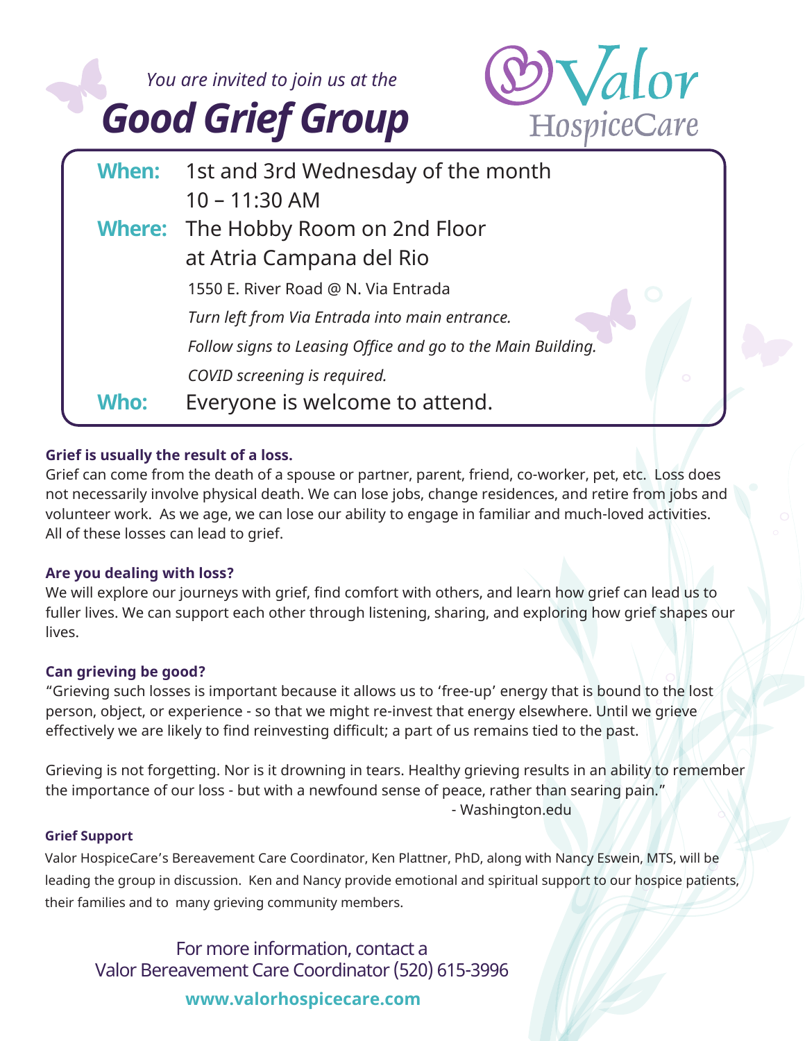*You are invited to join us at the*

# Good Grief Group

Valor HospiceCare

| | |
|---|---|
| **When:** | 1st and 3rd Wednesday of the month<br>10 – 11:30 AM |
| **Where:** | The Hobby Room on 2nd Floor<br>at Atria Campana del Rio<br>1550 E. River Road @ N. Via Entrada<br>*Turn left from Via Entrada into main entrance.*<br>*Follow signs to Leasing Office and go to the Main Building.*<br>*COVID screening is required.* |
| **Who:** | Everyone is welcome to attend. |

**Grief is usually the result of a loss.**

Grief can come from the death of a spouse or partner, parent, friend, co-worker, pet, etc. Loss does not necessarily involve physical death. We can lose jobs, change residences, and retire from jobs and volunteer work. As we age, we can lose our ability to engage in familiar and much-loved activities. All of these losses can lead to grief.

**Are you dealing with loss?**

We will explore our journeys with grief, find comfort with others, and learn how grief can lead us to fuller lives. We can support each other through listening, sharing, and exploring how grief shapes our lives.

**Can grieving be good?**

"Grieving such losses is important because it allows us to 'free-up' energy that is bound to the lost person, object, or experience - so that we might re-invest that energy elsewhere. Until we grieve effectively we are likely to find reinvesting difficult; a part of us remains tied to the past.

Grieving is not forgetting. Nor is it drowning in tears. Healthy grieving results in an ability to remember the importance of our loss - but with a newfound sense of peace, rather than searing pain."

- Washington.edu

**Grief Support**

Valor HospiceCare's Bereavement Care Coordinator, Ken Plattner, PhD, along with Nancy Eswein, MTS, will be leading the group in discussion. Ken and Nancy provide emotional and spiritual support to our hospice patients, their families and to many grieving community members.

For more information, contact a
Valor Bereavement Care Coordinator (520) 615-3996

**www.valorhospicecare.com**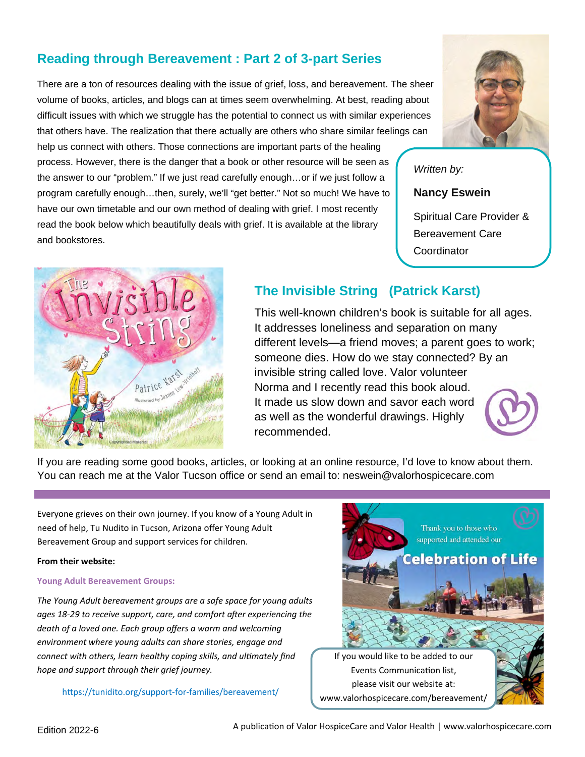## Reading through Bereavement : Part 2 of 3-part Series

There are a ton of resources dealing with the issue of grief, loss, and bereavement. The sheer volume of books, articles, and blogs can at times seem overwhelming. At best, reading about difficult issues with which we struggle has the potential to connect us with similar experiences that others have. The realization that there actually are others who share similar feelings can help us connect with others. Those connections are important parts of the healing process. However, there is the danger that a book or other resource will be seen as the answer to our "problem." If we just read carefully enough…or if we just follow a program carefully enough…then, surely, we'll "get better." Not so much! We have to have our own timetable and our own method of dealing with grief. I most recently read the book below which beautifully deals with grief. It is available at the library and bookstores.

*Written by:*

**Nancy Eswein**

Spiritual Care Provider & Bereavement Care Coordinator

### The Invisible String (Patrick Karst)

This well-known children's book is suitable for all ages. It addresses loneliness and separation on many different levels—a friend moves; a parent goes to work; someone dies. How do we stay connected? By an invisible string called love. Valor volunteer Norma and I recently read this book aloud. It made us slow down and savor each word as well as the wonderful drawings. Highly recommended.

If you are reading some good books, articles, or looking at an online resource, I'd love to know about them. You can reach me at the Valor Tucson office or send an email to: neswein@valorhospicecare.com

---

Everyone grieves on their own journey. If you know of a Young Adult in need of help, Tu Nudito in Tucson, Arizona offer Young Adult Bereavement Group and support services for children.

**From their website:**

**Young Adult Bereavement Groups:**

*The Young Adult bereavement groups are a safe space for young adults ages 18-29 to receive support, care, and comfort after experiencing the death of a loved one. Each group offers a warm and welcoming environment where young adults can share stories, engage and connect with others, learn healthy coping skills, and ultimately find hope and support through their grief journey.*

https://tunidito.org/support-for-families/bereavement/

Thank you to those who supported and attended our

**Celebration of Life**

If you would like to be added to our Events Communication list, please visit our website at: www.valorhospicecare.com/bereavement/

Edition 2022-6

A publication of Valor HospiceCare and Valor Health | www.valorhospicecare.com